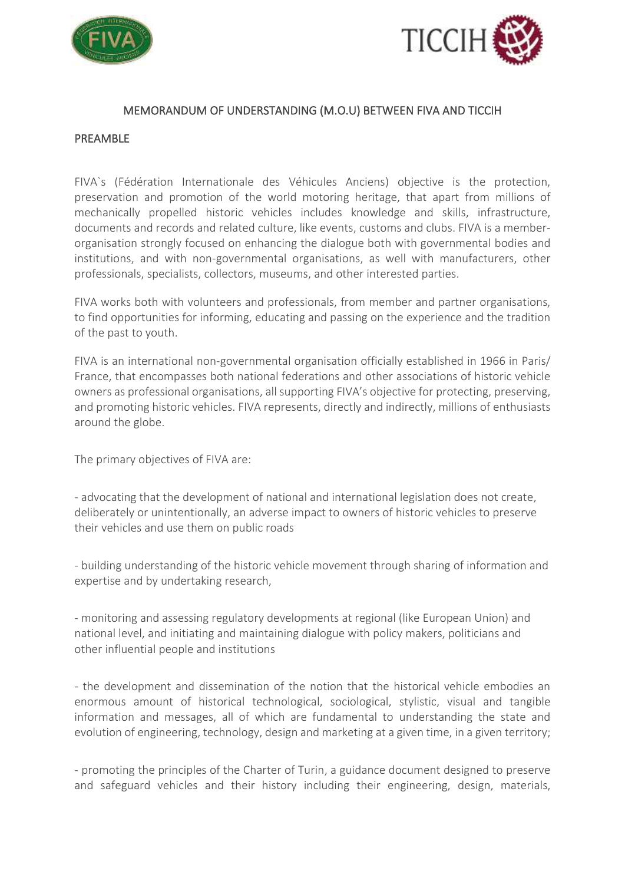# MEMORANDUM OF UNDERSTANDING (M.O.U) BETWEEN FIVA AND TICCIH

## PREAMBLE

FIVA`s (Fédération Internationale des Véhicules Anciens) objective is the protection, preservation and promotion of the world motoring heritage, that apart from millions of mechanically propelled historic vehicles includes knowledge and skills, infrastructure, documents and records and related culture, like events, customs and clubs. FIVA is a member-organisation strongly focused on enhancing the dialogue both with governmental bodies and institutions, and with non-governmental organisations, as well with manufacturers, other professionals, specialists, collectors, museums, and other interested parties.

FIVA works both with volunteers and professionals, from member and partner organisations, to find opportunities for informing, educating and passing on the experience and the tradition of the past to youth.

FIVA is an international non-governmental organisation officially established in 1966 in Paris/ France, that encompasses both national federations and other associations of historic vehicle owners as professional organisations, all supporting FIVA's objective for protecting, preserving, and promoting historic vehicles. FIVA represents, directly and indirectly, millions of enthusiasts around the globe.

The primary objectives of FIVA are:

- advocating that the development of national and international legislation does not create, deliberately or unintentionally, an adverse impact to owners of historic vehicles to preserve their vehicles and use them on public roads

- building understanding of the historic vehicle movement through sharing of information and expertise and by undertaking research,

- monitoring and assessing regulatory developments at regional (like European Union) and national level, and initiating and maintaining dialogue with policy makers, politicians and other influential people and institutions

- the development and dissemination of the notion that the historical vehicle embodies an enormous amount of historical technological, sociological, stylistic, visual and tangible information and messages, all of which are fundamental to understanding the state and evolution of engineering, technology, design and marketing at a given time, in a given territory;

- promoting the principles of the Charter of Turin, a guidance document designed to preserve and safeguard vehicles and their history including their engineering, design, materials,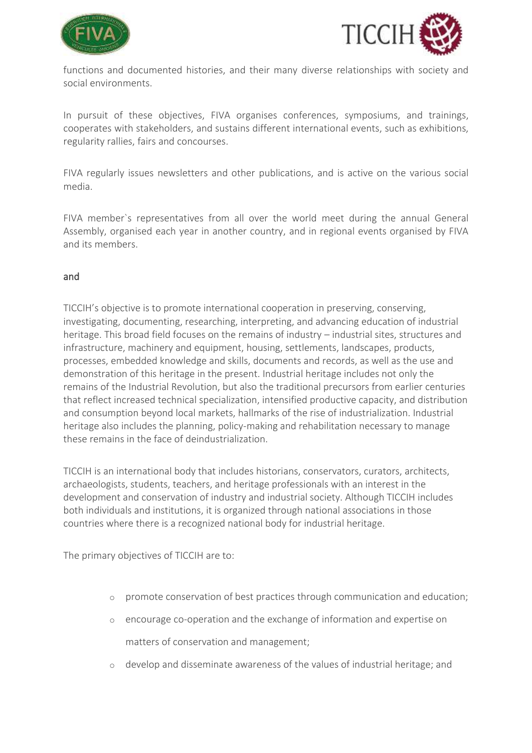functions and documented histories, and their many diverse relationships with society and social environments.

In pursuit of these objectives, FIVA organises conferences, symposiums, and trainings, cooperates with stakeholders, and sustains different international events, such as exhibitions, regularity rallies, fairs and concourses.

FIVA regularly issues newsletters and other publications, and is active on the various social media.

FIVA member`s representatives from all over the world meet during the annual General Assembly, organised each year in another country, and in regional events organised by FIVA and its members.

and

TICCIH's objective is to promote international cooperation in preserving, conserving, investigating, documenting, researching, interpreting, and advancing education of industrial heritage. This broad field focuses on the remains of industry – industrial sites, structures and infrastructure, machinery and equipment, housing, settlements, landscapes, products, processes, embedded knowledge and skills, documents and records, as well as the use and demonstration of this heritage in the present. Industrial heritage includes not only the remains of the Industrial Revolution, but also the traditional precursors from earlier centuries that reflect increased technical specialization, intensified productive capacity, and distribution and consumption beyond local markets, hallmarks of the rise of industrialization. Industrial heritage also includes the planning, policy-making and rehabilitation necessary to manage these remains in the face of deindustrialization.

TICCIH is an international body that includes historians, conservators, curators, architects, archaeologists, students, teachers, and heritage professionals with an interest in the development and conservation of industry and industrial society. Although TICCIH includes both individuals and institutions, it is organized through national associations in those countries where there is a recognized national body for industrial heritage.

The primary objectives of TICCIH are to:

- promote conservation of best practices through communication and education;
- encourage co-operation and the exchange of information and expertise on matters of conservation and management;
- develop and disseminate awareness of the values of industrial heritage; and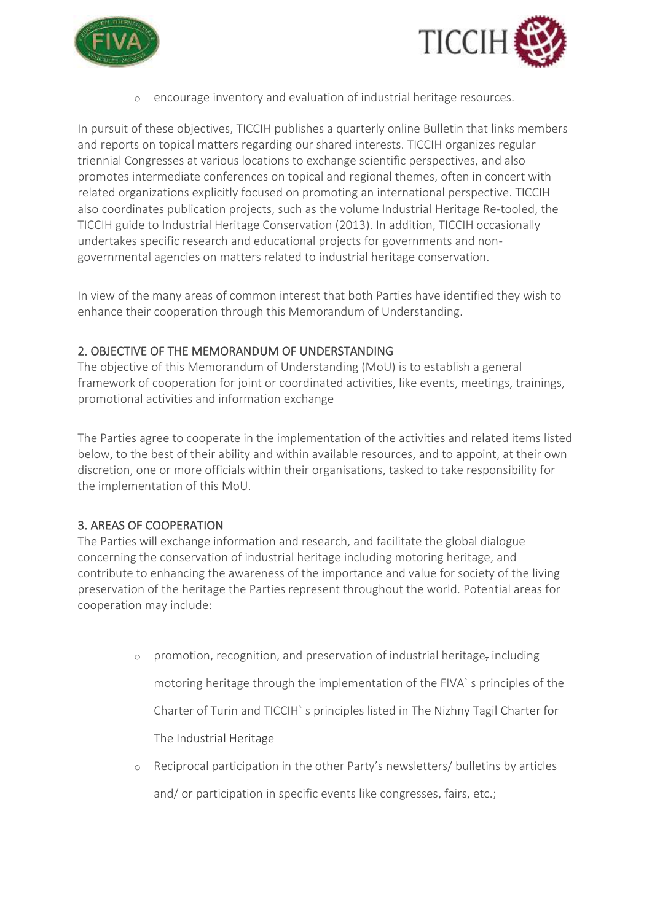- encourage inventory and evaluation of industrial heritage resources.

In pursuit of these objectives, TICCIH publishes a quarterly online Bulletin that links members and reports on topical matters regarding our shared interests. TICCIH organizes regular triennial Congresses at various locations to exchange scientific perspectives, and also promotes intermediate conferences on topical and regional themes, often in concert with related organizations explicitly focused on promoting an international perspective. TICCIH also coordinates publication projects, such as the volume Industrial Heritage Re-tooled, the TICCIH guide to Industrial Heritage Conservation (2013). In addition, TICCIH occasionally undertakes specific research and educational projects for governments and non-governmental agencies on matters related to industrial heritage conservation.

In view of the many areas of common interest that both Parties have identified they wish to enhance their cooperation through this Memorandum of Understanding.

## 2. OBJECTIVE OF THE MEMORANDUM OF UNDERSTANDING

The objective of this Memorandum of Understanding (MoU) is to establish a general framework of cooperation for joint or coordinated activities, like events, meetings, trainings, promotional activities and information exchange

The Parties agree to cooperate in the implementation of the activities and related items listed below, to the best of their ability and within available resources, and to appoint, at their own discretion, one or more officials within their organisations, tasked to take responsibility for the implementation of this MoU.

## 3. AREAS OF COOPERATION

The Parties will exchange information and research, and facilitate the global dialogue concerning the conservation of industrial heritage including motoring heritage, and contribute to enhancing the awareness of the importance and value for society of the living preservation of the heritage the Parties represent throughout the world. Potential areas for cooperation may include:

- promotion, recognition, and preservation of industrial heritage, including motoring heritage through the implementation of the FIVA` s principles of the Charter of Turin and TICCIH` s principles listed in The Nizhny Tagil Charter for The Industrial Heritage
- Reciprocal participation in the other Party's newsletters/ bulletins by articles and/ or participation in specific events like congresses, fairs, etc.;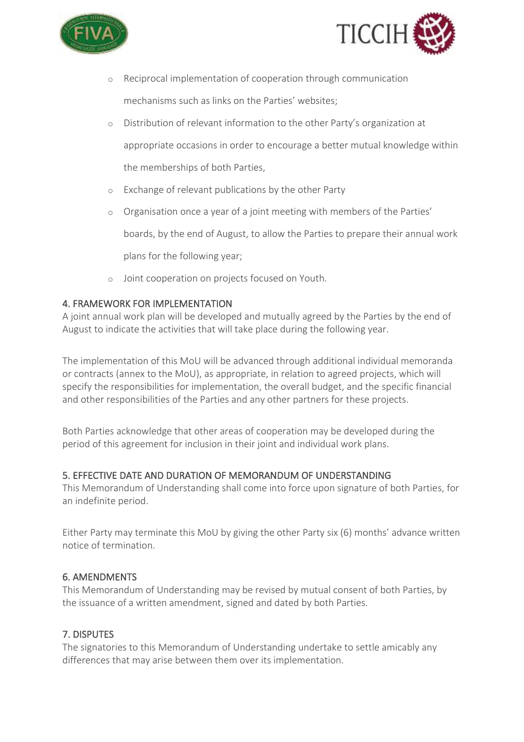- Reciprocal implementation of cooperation through communication mechanisms such as links on the Parties' websites;
- Distribution of relevant information to the other Party's organization at appropriate occasions in order to encourage a better mutual knowledge within the memberships of both Parties,
- Exchange of relevant publications by the other Party
- Organisation once a year of a joint meeting with members of the Parties' boards, by the end of August, to allow the Parties to prepare their annual work plans for the following year;
- Joint cooperation on projects focused on Youth.

## 4. FRAMEWORK FOR IMPLEMENTATION

A joint annual work plan will be developed and mutually agreed by the Parties by the end of August to indicate the activities that will take place during the following year.

The implementation of this MoU will be advanced through additional individual memoranda or contracts (annex to the MoU), as appropriate, in relation to agreed projects, which will specify the responsibilities for implementation, the overall budget, and the specific financial and other responsibilities of the Parties and any other partners for these projects.

Both Parties acknowledge that other areas of cooperation may be developed during the period of this agreement for inclusion in their joint and individual work plans.

## 5. EFFECTIVE DATE AND DURATION OF MEMORANDUM OF UNDERSTANDING

This Memorandum of Understanding shall come into force upon signature of both Parties, for an indefinite period.

Either Party may terminate this MoU by giving the other Party six (6) months' advance written notice of termination.

## 6. AMENDMENTS

This Memorandum of Understanding may be revised by mutual consent of both Parties, by the issuance of a written amendment, signed and dated by both Parties.

## 7. DISPUTES

The signatories to this Memorandum of Understanding undertake to settle amicably any differences that may arise between them over its implementation.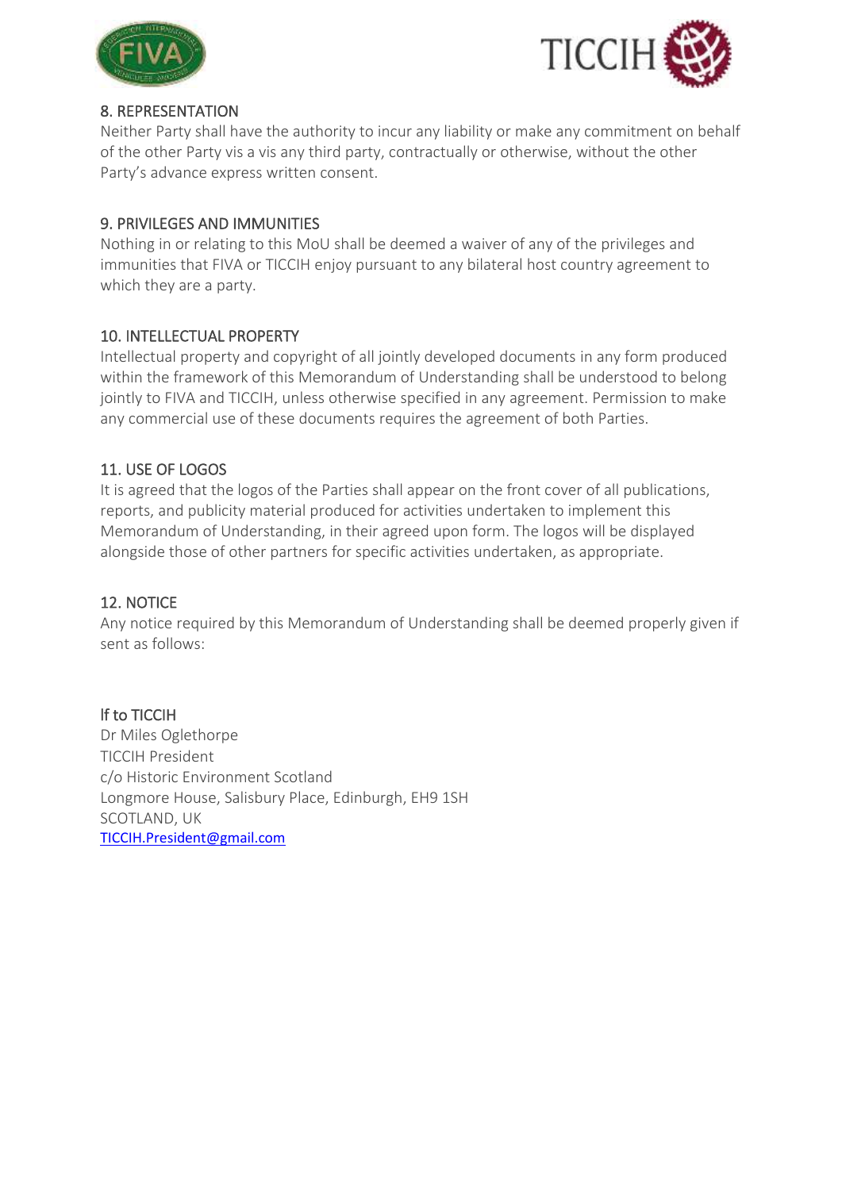## 8. REPRESENTATION

Neither Party shall have the authority to incur any liability or make any commitment on behalf of the other Party vis a vis any third party, contractually or otherwise, without the other Party's advance express written consent.

## 9. PRIVILEGES AND IMMUNITIES

Nothing in or relating to this MoU shall be deemed a waiver of any of the privileges and immunities that FIVA or TICCIH enjoy pursuant to any bilateral host country agreement to which they are a party.

## 10. INTELLECTUAL PROPERTY

Intellectual property and copyright of all jointly developed documents in any form produced within the framework of this Memorandum of Understanding shall be understood to belong jointly to FIVA and TICCIH, unless otherwise specified in any agreement. Permission to make any commercial use of these documents requires the agreement of both Parties.

## 11. USE OF LOGOS

It is agreed that the logos of the Parties shall appear on the front cover of all publications, reports, and publicity material produced for activities undertaken to implement this Memorandum of Understanding, in their agreed upon form. The logos will be displayed alongside those of other partners for specific activities undertaken, as appropriate.

## 12. NOTICE

Any notice required by this Memorandum of Understanding shall be deemed properly given if sent as follows:

If to TICCIH

Dr Miles Oglethorpe
TICCIH President
c/o Historic Environment Scotland
Longmore House, Salisbury Place, Edinburgh, EH9 1SH
SCOTLAND, UK
TICCIH.President@gmail.com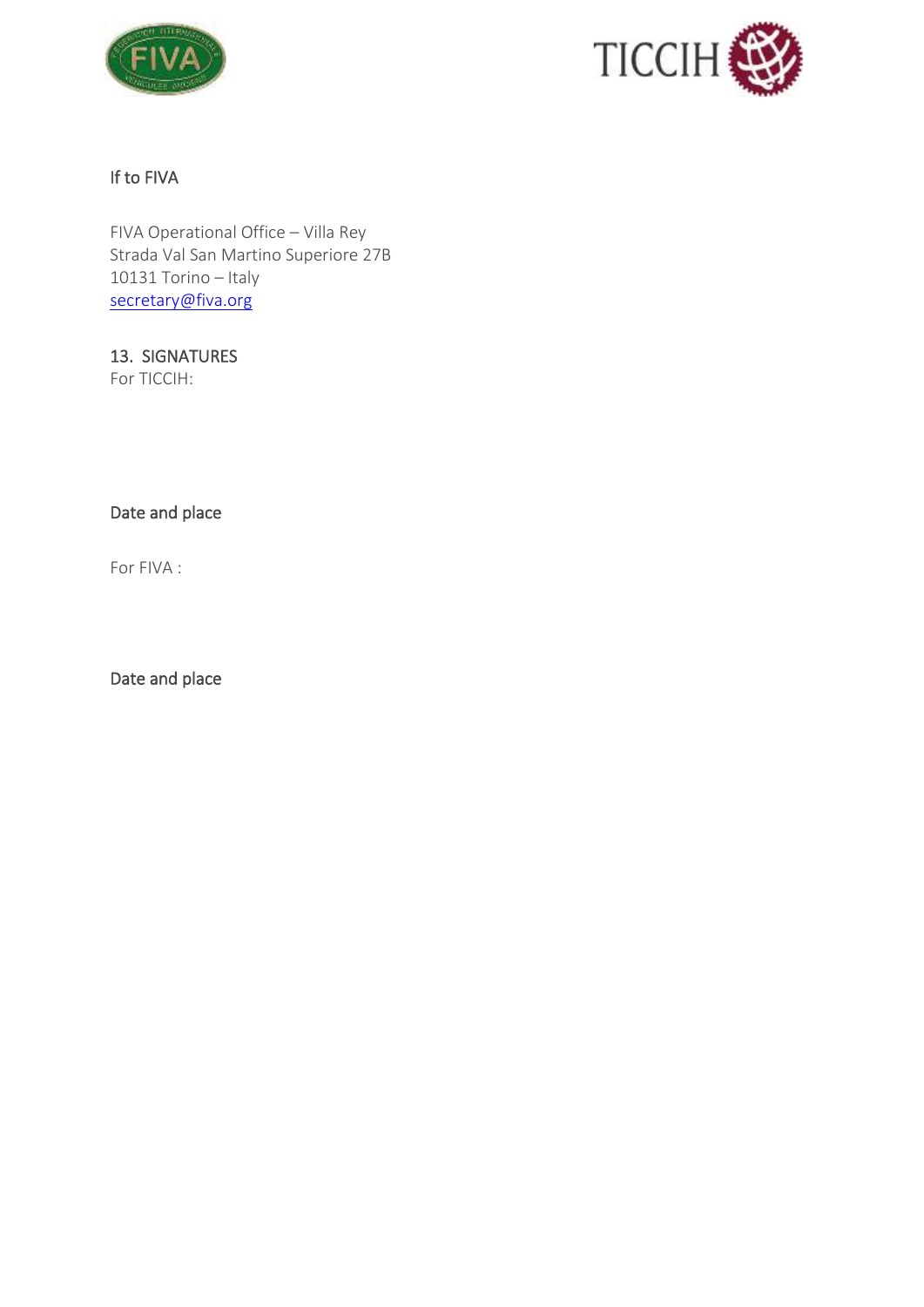If to FIVA

FIVA Operational Office – Villa Rey
Strada Val San Martino Superiore 27B
10131 Torino – Italy
secretary@fiva.org

## 13. SIGNATURES

For TICCIH:

Date and place

For FIVA :

Date and place